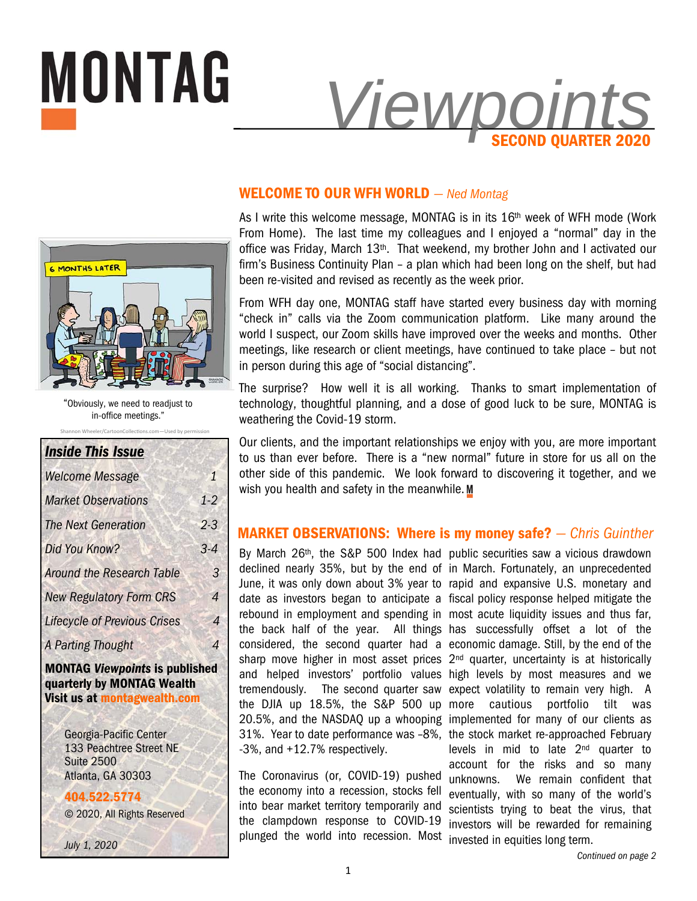# MONTAG *Viewpoints*

**SECOND QUARTER 2020**

## WELCOME TO OUR WFH WORLD — *Ned Montag*

As I write this welcome message, MONTAG is in its 16th week of WFH mode (Work From Home). The last time my colleagues and I enjoyed a "normal" day in the office was Friday, March 13th. That weekend, my brother John and I activated our firm's Business Continuity Plan – a plan which had been long on the shelf, but had been re-visited and revised as recently as the week prior.

From WFH day one, MONTAG staff have started every business day with morning "check in" calls via the Zoom communication platform. Like many around the world I suspect, our Zoom skills have improved over the weeks and months. Other meetings, like research or client meetings, have continued to take place – but not in person during this age of "social distancing".

The surprise? How well it is all working. Thanks to smart implementation of technology, thoughtful planning, and a dose of good luck to be sure, MONTAG is weathering the Covid-19 storm.

Our clients, and the important relationships we enjoy with you, are more important to us than ever before. There is a "new normal" future in store for us all on the other side of this pandemic. We look forward to discovering it together, and we wish you health and safety in the meanwhile. **M**

"Obviously, we need to readjust to in-office meetings."

Shannon Wheeler/CartoonCollections.com—Used by permission

### *Inside This Issue*

| | |
|---|---|
| *Welcome Message* | *1* |
| *Market Observations* | *1-2* |
| *The Next Generation* | *2-3* |
| *Did You Know?* | *3-4* |
| *Around the Research Table* | *3* |
| *New Regulatory Form CRS* | *4* |
| *Lifecycle of Previous Crises* | *4* |
| *A Parting Thought* | *4* |

**MONTAG *Viewpoints* is published quarterly by MONTAG Wealth Visit us at montagwealth.com**

Georgia-Pacific Center
133 Peachtree Street NE
Suite 2500
Atlanta, GA 30303

**404.522.5774**

© 2020, All Rights Reserved

*July 1, 2020*

## MARKET OBSERVATIONS: Where is my money safe? — *Chris Guinther*

By March 26th, the S&P 500 Index had declined nearly 35%, but by the end of June, it was only down about 3% year to date as investors began to anticipate a rebound in employment and spending in the back half of the year. All things considered, the second quarter had a sharp move higher in most asset prices and helped investors' portfolio values tremendously. The second quarter saw the DJIA up 18.5%, the S&P 500 up 20.5%, and the NASDAQ up a whooping 31%. Year to date performance was –8%, -3%, and +12.7% respectively.

The Coronavirus (or, COVID-19) pushed the economy into a recession, stocks fell into bear market territory temporarily and the clampdown response to COVID-19 plunged the world into recession. Most public securities saw a vicious drawdown in March. Fortunately, an unprecedented rapid and expansive U.S. monetary and fiscal policy response helped mitigate the most acute liquidity issues and thus far, has successfully offset a lot of the economic damage. Still, by the end of the 2nd quarter, uncertainty is at historically high levels by most measures and we expect volatility to remain very high. A more cautious portfolio tilt was implemented for many of our clients as the stock market re-approached February levels in mid to late 2nd quarter to account for the risks and so many unknowns. We remain confident that eventually, with so many of the world's scientists trying to beat the virus, that investors will be rewarded for remaining invested in equities long term.

*Continued on page 2*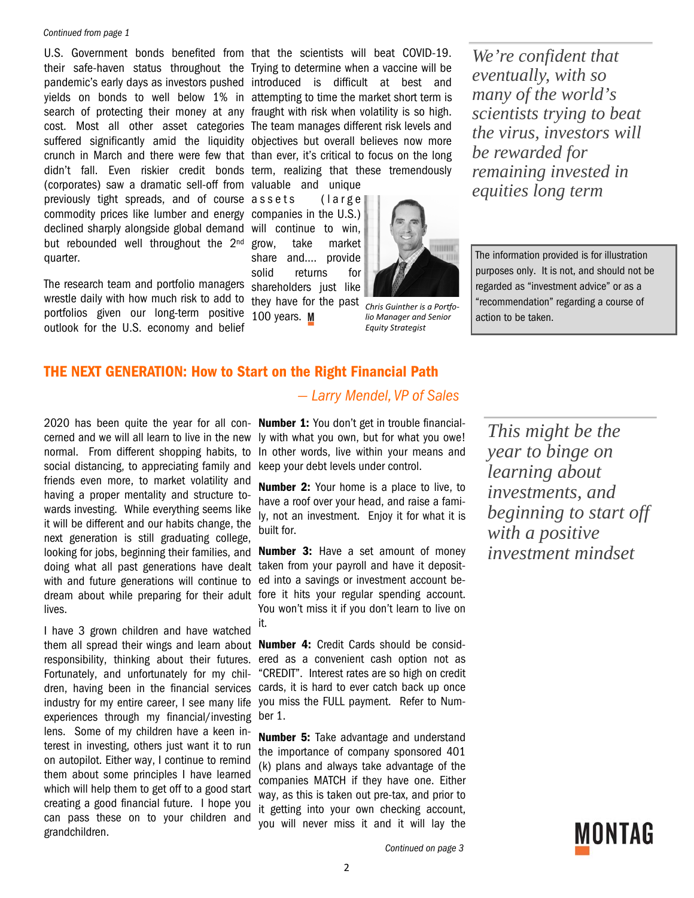*Continued from page 1*

U.S. Government bonds benefited from their safe-haven status throughout the pandemic's early days as investors pushed yields on bonds to well below 1% in search of protecting their money at any cost. Most all other asset categories suffered significantly amid the liquidity crunch in March and there were few that didn't fall. Even riskier credit bonds (corporates) saw a dramatic sell-off from previously tight spreads, and of course commodity prices like lumber and energy declined sharply alongside global demand but rebounded well throughout the 2nd quarter.

The research team and portfolio managers wrestle daily with how much risk to add to portfolios given our long-term positive outlook for the U.S. economy and belief that the scientists will beat COVID-19. Trying to determine when a vaccine will be introduced is difficult at best and attempting to time the market short term is fraught with risk when volatility is so high. The team manages different risk levels and objectives but overall believes now more than ever, it's critical to focus on the long term, realizing that these tremendously valuable and unique assets (large companies in the U.S.) will continue to win, grow, take market share and.... provide solid returns for shareholders just like they have for the past 100 years.

*Chris Guinther is a Portfolio Manager and Senior Equity Strategist*

*We're confident that eventually, with so many of the world's scientists trying to beat the virus, investors will be rewarded for remaining invested in equities long term*

The information provided is for illustration purposes only. It is not, and should not be regarded as "investment advice" or as a "recommendation" regarding a course of action to be taken.

## THE NEXT GENERATION: How to Start on the Right Financial Path

*— Larry Mendel, VP of Sales*

2020 has been quite the year for all concerned and we will all learn to live in the new normal. From different shopping habits, to social distancing, to appreciating family and friends even more, to market volatility and having a proper mentality and structure towards investing. While everything seems like it will be different and our habits change, the next generation is still graduating college, looking for jobs, beginning their families, and doing what all past generations have dealt with and future generations will continue to dream about while preparing for their adult lives.

I have 3 grown children and have watched them all spread their wings and learn about responsibility, thinking about their futures. Fortunately, and unfortunately for my children, having been in the financial services industry for my entire career, I see many life experiences through my financial/investing lens. Some of my children have a keen interest in investing, others just want it to run on autopilot. Either way, I continue to remind them about some principles I have learned which will help them to get off to a good start creating a good financial future. I hope you can pass these on to your children and grandchildren.

**Number 1:** You don't get in trouble financially with what you own, but for what you owe! In other words, live within your means and keep your debt levels under control.

**Number 2:** Your home is a place to live, to have a roof over your head, and raise a family, not an investment. Enjoy it for what it is built for.

**Number 3:** Have a set amount of money taken from your payroll and have it deposited into a savings or investment account before it hits your regular spending account. You won't miss it if you don't learn to live on it.

**Number 4:** Credit Cards should be considered as a convenient cash option not as "CREDIT". Interest rates are so high on credit cards, it is hard to ever catch back up once you miss the FULL payment. Refer to Number 1.

**Number 5:** Take advantage and understand the importance of company sponsored 401 (k) plans and always take advantage of the companies MATCH if they have one. Either way, as this is taken out pre-tax, and prior to it getting into your own checking account, you will never miss it and it will lay the

*Continued on page 3*

*This might be the year to binge on learning about investments, and beginning to start off with a positive investment mindset*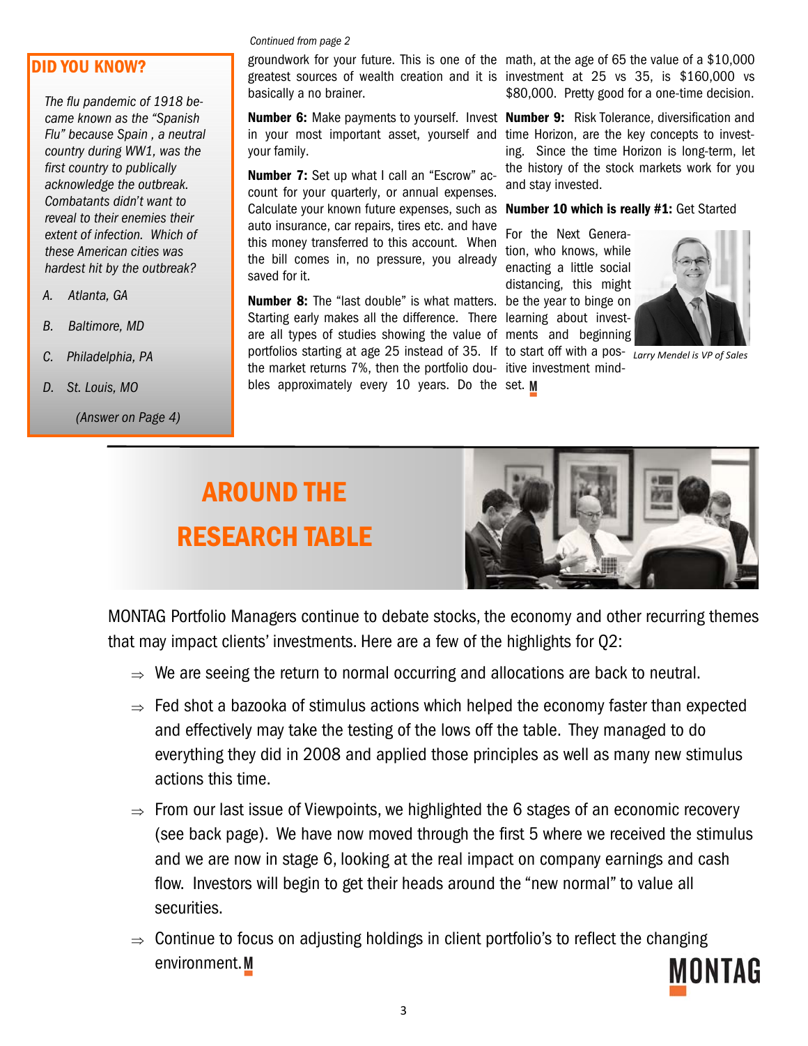## DID YOU KNOW?

*The flu pandemic of 1918 became known as the "Spanish Flu" because Spain , a neutral country during WW1, was the first country to publicly acknowledge the outbreak. Combatants didn't want to reveal to their enemies their extent of infection. Which of these American cities was hardest hit by the outbreak?*

*A. Atlanta, GA*

*B. Baltimore, MD*

*C. Philadelphia, PA*

*D. St. Louis, MO*

*(Answer on Page 4)*

*Continued from page 2*

groundwork for your future. This is one of the greatest sources of wealth creation and it is basically a no brainer.

**Number 6:** Make payments to yourself. Invest in your most important asset, yourself and your family.

**Number 7:** Set up what I call an "Escrow" account for your quarterly, or annual expenses. Calculate your known future expenses, such as auto insurance, car repairs, tires etc. and have this money transferred to this account. When the bill comes in, no pressure, you already saved for it.

**Number 8:** The "last double" is what matters. Starting early makes all the difference. There are all types of studies showing the value of portfolios starting at age 25 instead of 35. If the market returns 7%, then the portfolio doubles approximately every 10 years. Do the math, at the age of 65 the value of a $10,000 investment at 25 vs 35, is $160,000 vs $80,000. Pretty good for a one-time decision.

**Number 9:** Risk Tolerance, diversification and time Horizon, are the key concepts to investing. Since the time Horizon is long-term, let the history of the stock markets work for you and stay invested.

**Number 10 which is really #1:** Get Started

For the Next Generation, who knows, while enacting a little social distancing, this might be the year to binge on learning about investments and beginning to start off with a positive investment mindset.

*Larry Mendel is VP of Sales*

## AROUND THE RESEARCH TABLE

MONTAG Portfolio Managers continue to debate stocks, the economy and other recurring themes that may impact clients' investments. Here are a few of the highlights for Q2:

- We are seeing the return to normal occurring and allocations are back to neutral.
- Fed shot a bazooka of stimulus actions which helped the economy faster than expected and effectively may take the testing of the lows off the table. They managed to do everything they did in 2008 and applied those principles as well as many new stimulus actions this time.
- From our last issue of Viewpoints, we highlighted the 6 stages of an economic recovery (see back page). We have now moved through the first 5 where we received the stimulus and we are now in stage 6, looking at the real impact on company earnings and cash flow. Investors will begin to get their heads around the "new normal" to value all securities.
- Continue to focus on adjusting holdings in client portfolio's to reflect the changing environment.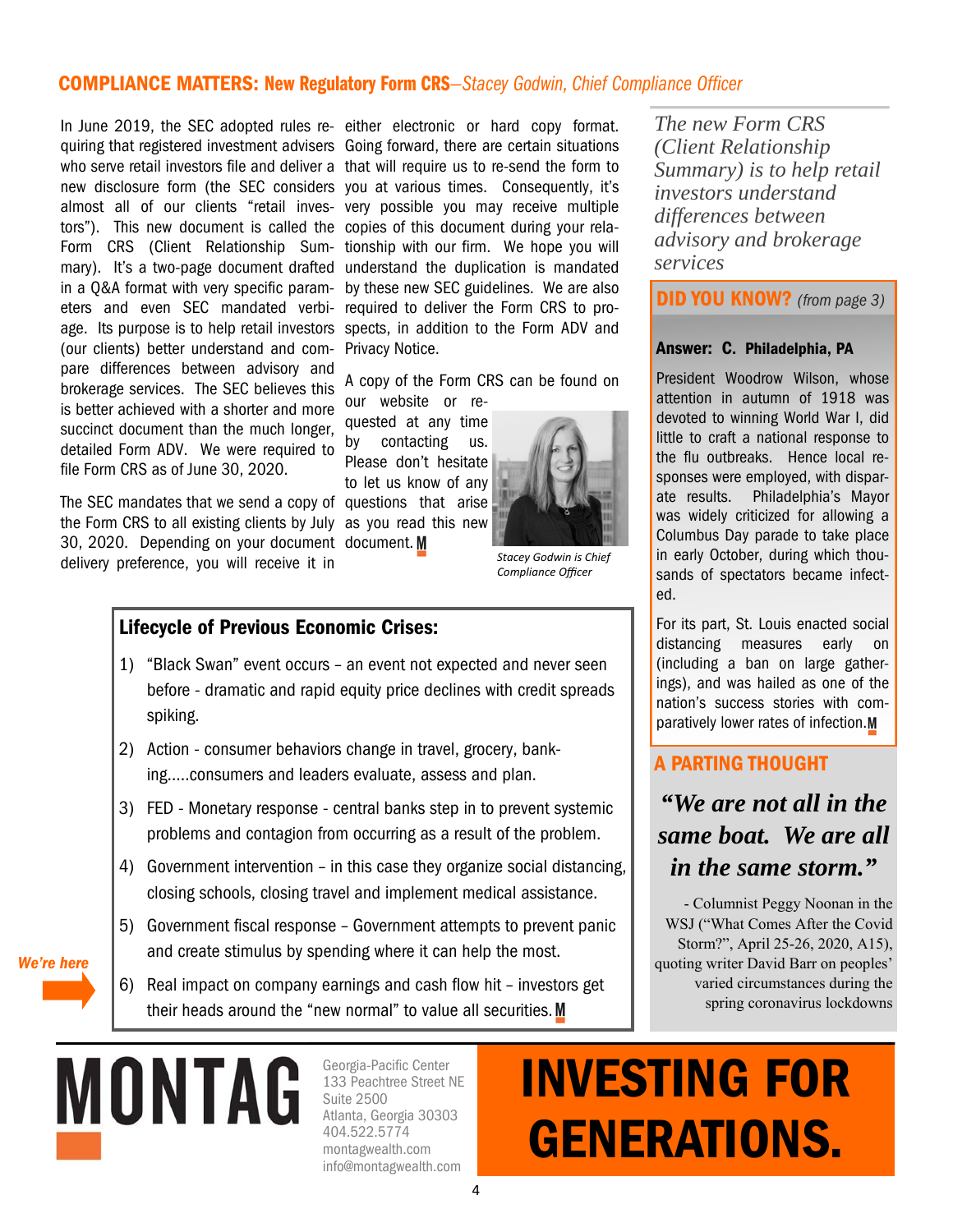## COMPLIANCE MATTERS: New Regulatory Form CRS—*Stacey Godwin, Chief Compliance Officer*

In June 2019, the SEC adopted rules requiring that registered investment advisers who serve retail investors file and deliver a new disclosure form (the SEC considers almost all of our clients "retail investors"). This new document is called the Form CRS (Client Relationship Summary). It's a two-page document drafted in a Q&A format with very specific parameters and even SEC mandated verbiage. Its purpose is to help retail investors (our clients) better understand and compare differences between advisory and brokerage services. The SEC believes this is better achieved with a shorter and more succinct document than the much longer, detailed Form ADV. We were required to file Form CRS as of June 30, 2020.

The SEC mandates that we send a copy of the Form CRS to all existing clients by July 30, 2020. Depending on your document delivery preference, you will receive it in either electronic or hard copy format. Going forward, there are certain situations that will require us to re-send the form to you at various times. Consequently, it's very possible you may receive multiple copies of this document during your relationship with our firm. We hope you will understand the duplication is mandated by these new SEC guidelines. We are also required to deliver the Form CRS to prospects, in addition to the Form ADV and Privacy Notice.

A copy of the Form CRS can be found on our website or requested at any time by contacting us. Please don't hesitate to let us know of any questions that arise as you read this new document. **M**

*Stacey Godwin is Chief Compliance Officer*

*The new Form CRS (Client Relationship Summary) is to help retail investors understand differences between advisory and brokerage services*

### Lifecycle of Previous Economic Crises:

1) "Black Swan" event occurs – an event not expected and never seen before - dramatic and rapid equity price declines with credit spreads spiking.
2) Action - consumer behaviors change in travel, grocery, banking.....consumers and leaders evaluate, assess and plan.
3) FED - Monetary response - central banks step in to prevent systemic problems and contagion from occurring as a result of the problem.
4) Government intervention – in this case they organize social distancing, closing schools, closing travel and implement medical assistance.
5) Government fiscal response – Government attempts to prevent panic and create stimulus by spending where it can help the most.
6) Real impact on company earnings and cash flow hit – investors get their heads around the "new normal" to value all securities. **M**

*We're here* →

## DID YOU KNOW? *(from page 3)*

**Answer: C. Philadelphia, PA**

President Woodrow Wilson, whose attention in autumn of 1918 was devoted to winning World War I, did little to craft a national response to the flu outbreaks. Hence local responses were employed, with disparate results. Philadelphia's Mayor was widely criticized for allowing a Columbus Day parade to take place in early October, during which thousands of spectators became infected.

For its part, St. Louis enacted social distancing measures early on (including a ban on large gatherings), and was hailed as one of the nation's success stories with comparatively lower rates of infection. **M**

## A PARTING THOUGHT

***"We are not all in the same boat. We are all in the same storm."***

- Columnist Peggy Noonan in the WSJ ("What Comes After the Covid Storm?", April 25-26, 2020, A15), quoting writer David Barr on peoples' varied circumstances during the spring coronavirus lockdowns

**MONTAG**

Georgia-Pacific Center
133 Peachtree Street NE
Suite 2500
Atlanta, Georgia 30303
404.522.5774
montagwealth.com
info@montagwealth.com

**INVESTING FOR GENERATIONS.**